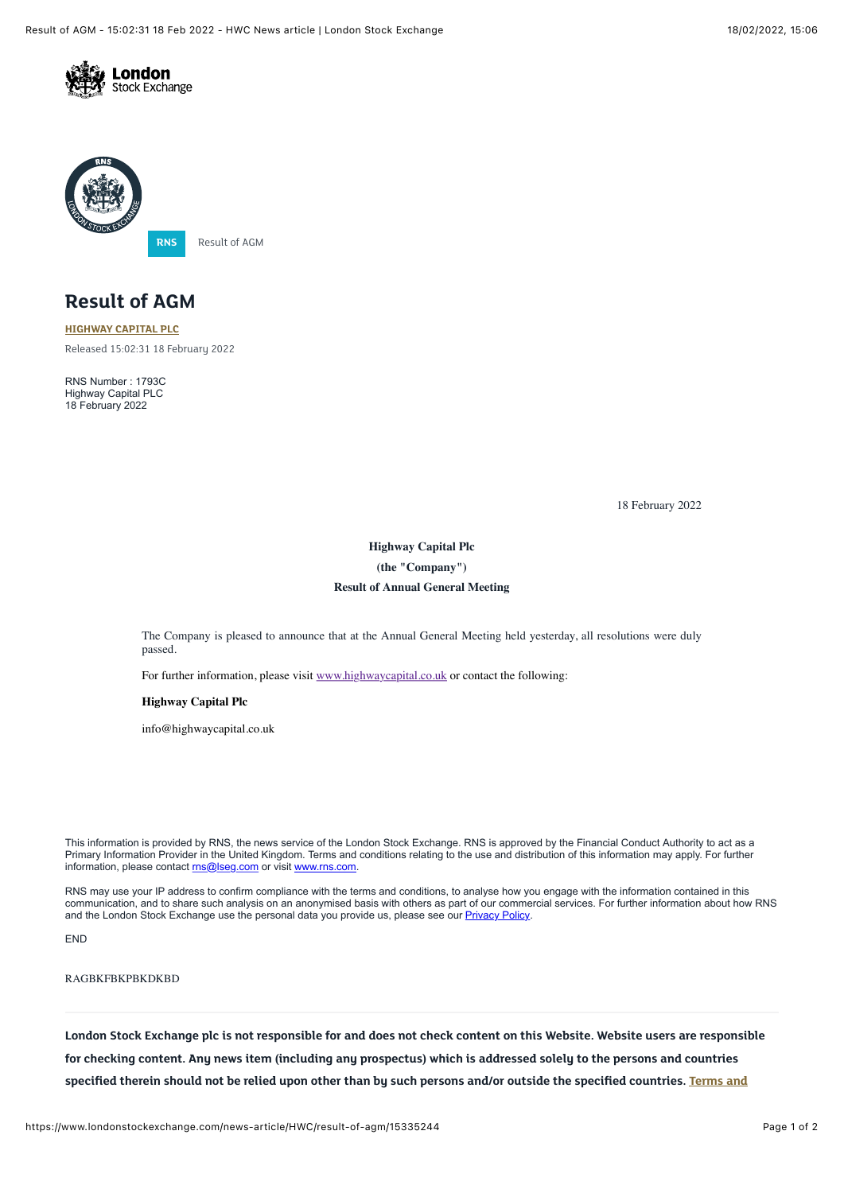London Stock Exchange

RNS Result of AGM

# Result of AGM

**HIGHWAY CAPITAL PLC**

Released 15:02:31 18 February 2022

RNS Number : 1793C
Highway Capital PLC
18 February 2022

18 February 2022

**Highway Capital Plc**

**(the "Company")**

**Result of Annual General Meeting**

The Company is pleased to announce that at the Annual General Meeting held yesterday, all resolutions were duly passed.

For further information, please visit www.highwaycapital.co.uk or contact the following:

**Highway Capital Plc**

info@highwaycapital.co.uk

This information is provided by RNS, the news service of the London Stock Exchange. RNS is approved by the Financial Conduct Authority to act as a Primary Information Provider in the United Kingdom. Terms and conditions relating to the use and distribution of this information may apply. For further information, please contact rns@lseg.com or visit www.rns.com.

RNS may use your IP address to confirm compliance with the terms and conditions, to analyse how you engage with the information contained in this communication, and to share such analysis on an anonymised basis with others as part of our commercial services. For further information about how RNS and the London Stock Exchange use the personal data you provide us, please see our Privacy Policy.

END

RAGBKFBKPBKDKBD

**London Stock Exchange plc is not responsible for and does not check content on this Website. Website users are responsible for checking content. Any news item (including any prospectus) which is addressed solely to the persons and countries specified therein should not be relied upon other than by such persons and/or outside the specified countries. Terms and**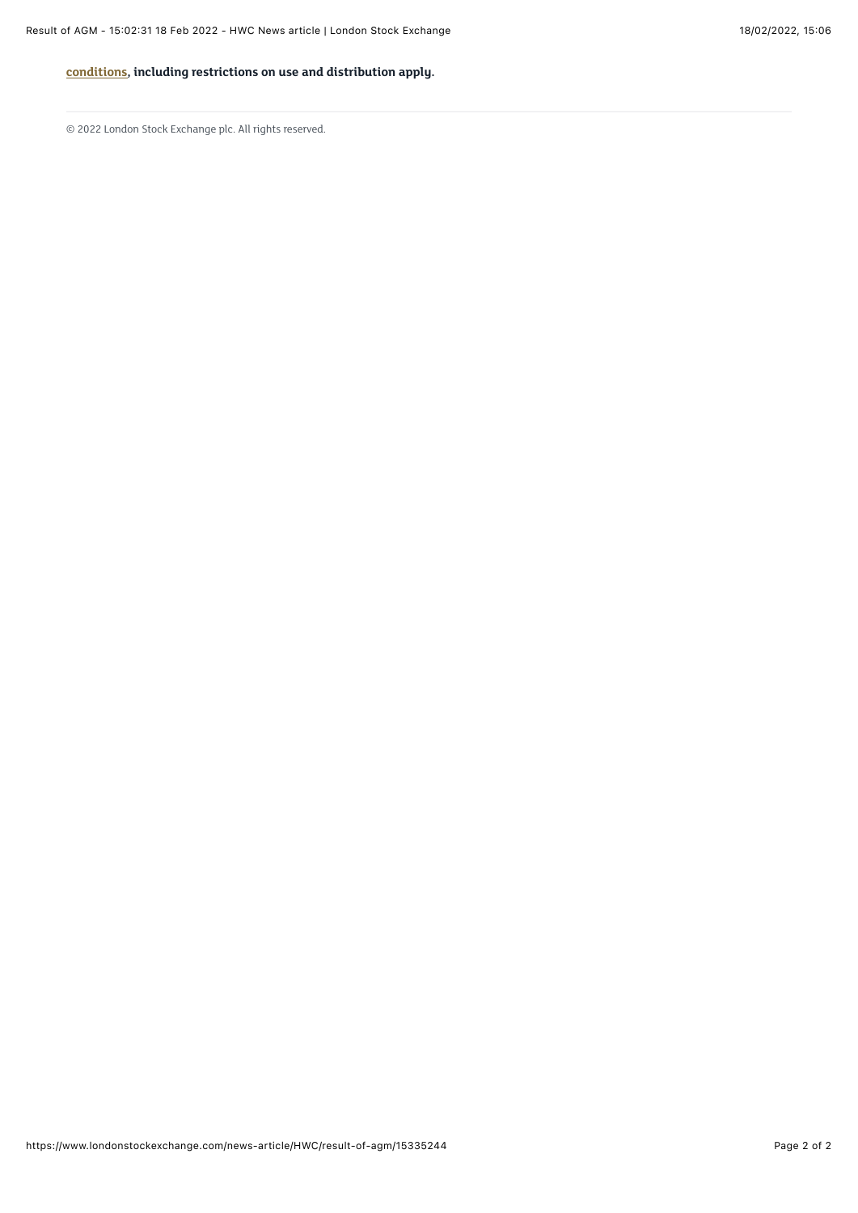**conditions, including restrictions on use and distribution apply.**

---

© 2022 London Stock Exchange plc. All rights reserved.